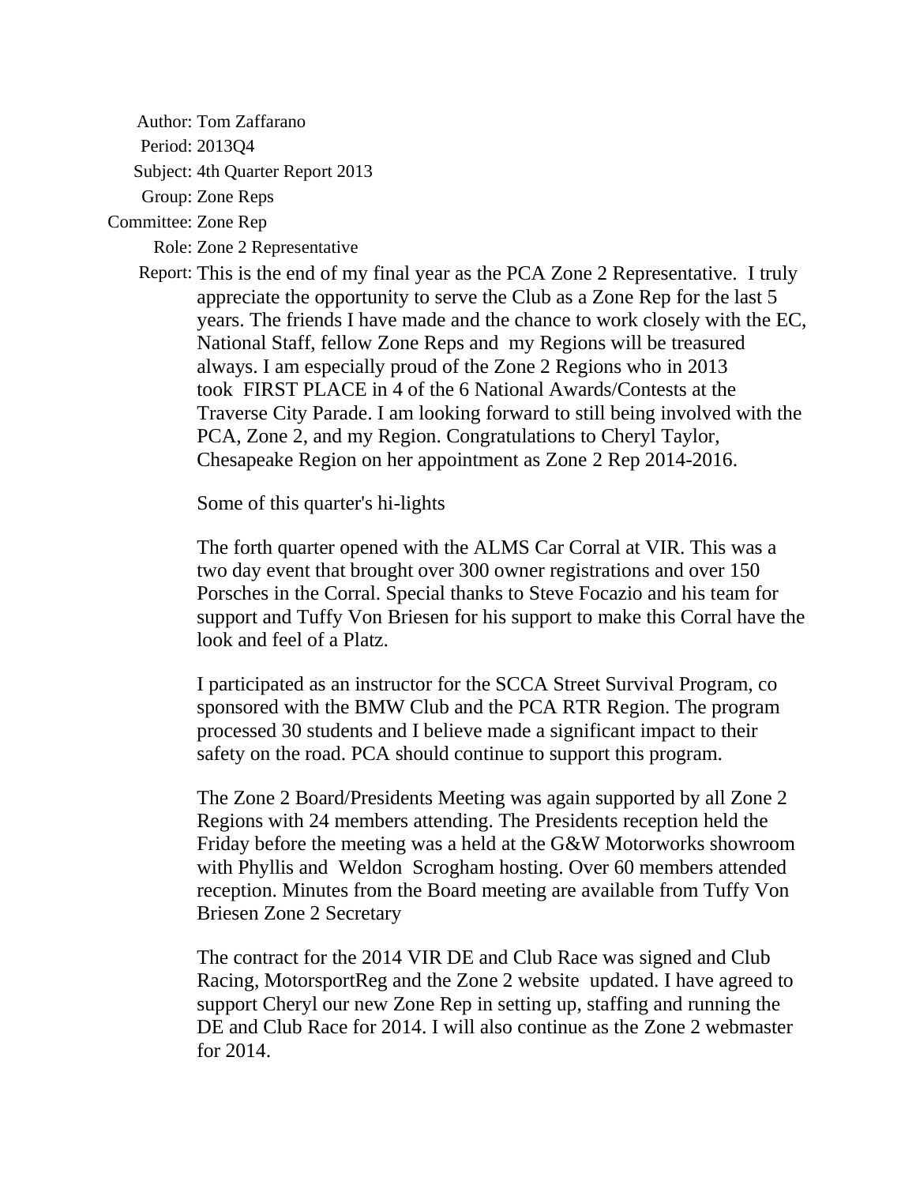Author: Tom Zaffarano

Period: 2013Q4

Subject: 4th Quarter Report 2013

Group: Zone Reps

Committee: Zone Rep

Role: Zone 2 Representative

Report: This is the end of my final year as the PCA Zone 2 Representative. I truly appreciate the opportunity to serve the Club as a Zone Rep for the last 5 years. The friends I have made and the chance to work closely with the EC, National Staff, fellow Zone Reps and my Regions will be treasured always. I am especially proud of the Zone 2 Regions who in 2013 took FIRST PLACE in 4 of the 6 National Awards/Contests at the Traverse City Parade. I am looking forward to still being involved with the PCA, Zone 2, and my Region. Congratulations to Cheryl Taylor, Chesapeake Region on her appointment as Zone 2 Rep 2014-2016.

Some of this quarter's hi-lights

The forth quarter opened with the ALMS Car Corral at VIR. This was a two day event that brought over 300 owner registrations and over 150 Porsches in the Corral. Special thanks to Steve Focazio and his team for support and Tuffy Von Briesen for his support to make this Corral have the look and feel of a Platz.

I participated as an instructor for the SCCA Street Survival Program, co sponsored with the BMW Club and the PCA RTR Region. The program processed 30 students and I believe made a significant impact to their safety on the road. PCA should continue to support this program.

The Zone 2 Board/Presidents Meeting was again supported by all Zone 2 Regions with 24 members attending. The Presidents reception held the Friday before the meeting was a held at the G&W Motorworks showroom with Phyllis and Weldon Scrogham hosting. Over 60 members attended reception. Minutes from the Board meeting are available from Tuffy Von Briesen Zone 2 Secretary

The contract for the 2014 VIR DE and Club Race was signed and Club Racing, MotorsportReg and the Zone 2 website updated. I have agreed to support Cheryl our new Zone Rep in setting up, staffing and running the DE and Club Race for 2014. I will also continue as the Zone 2 webmaster for 2014.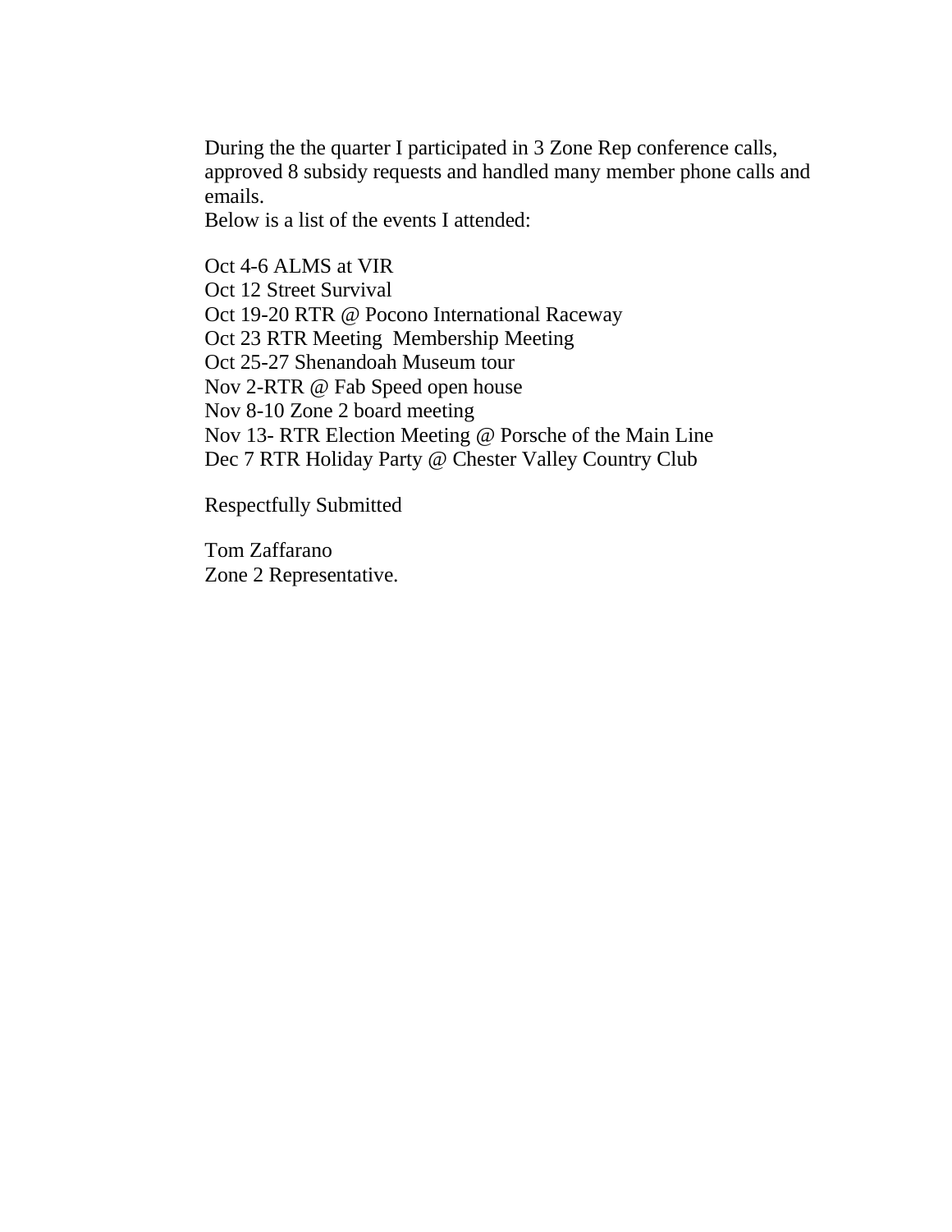During the the quarter I participated in 3 Zone Rep conference calls, approved 8 subsidy requests and handled many member phone calls and emails.
Below is a list of the events I attended:

Oct 4-6 ALMS at VIR
Oct 12 Street Survival
Oct 19-20 RTR @ Pocono International Raceway
Oct 23 RTR Meeting  Membership Meeting
Oct 25-27 Shenandoah Museum tour
Nov 2-RTR @ Fab Speed open house
Nov 8-10 Zone 2 board meeting
Nov 13- RTR Election Meeting @ Porsche of the Main Line
Dec 7 RTR Holiday Party @ Chester Valley Country Club

Respectfully Submitted

Tom Zaffarano
Zone 2 Representative.